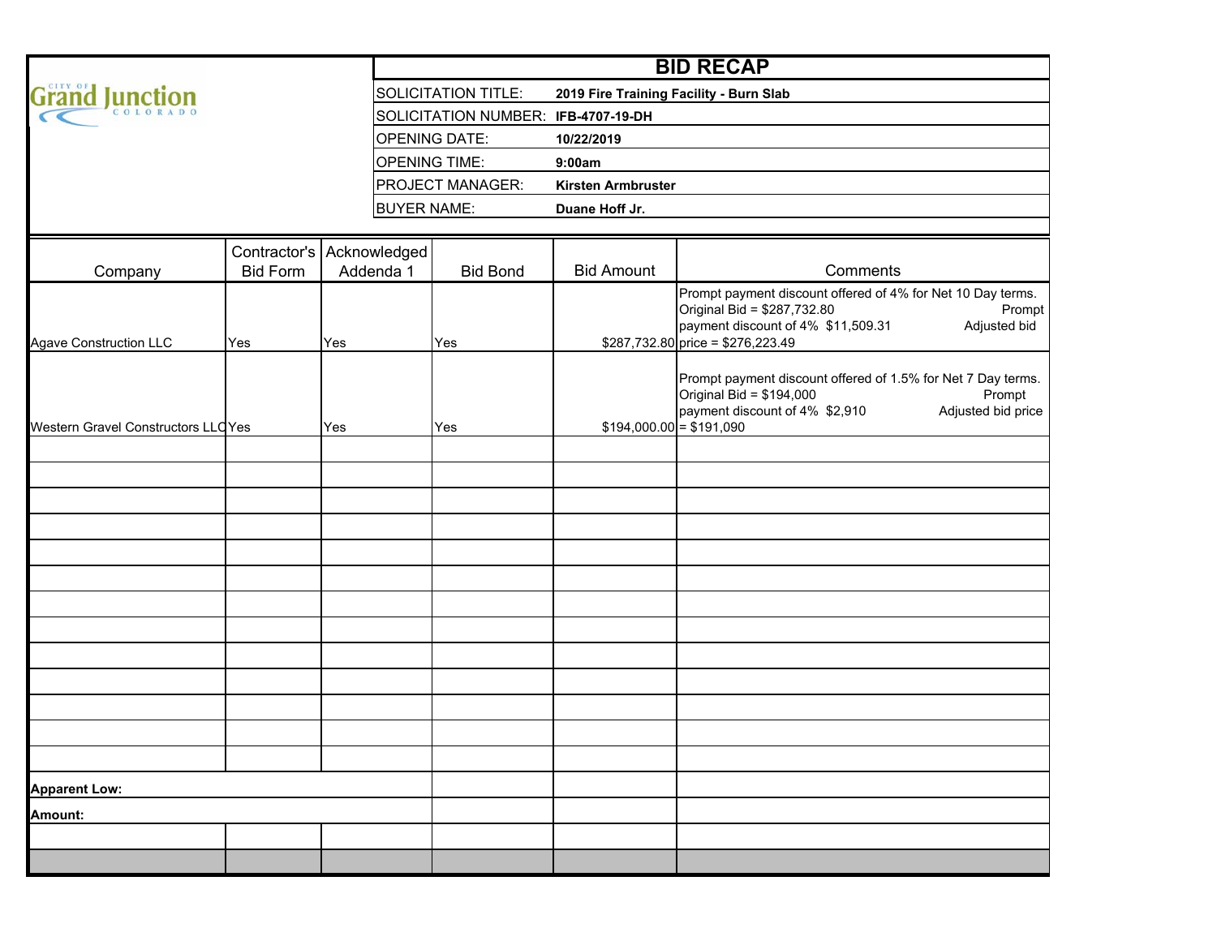CITY OF Grand Junction COLORADO

# BID RECAP

| | |
|---|---|
| SOLICITATION TITLE: | **2019 Fire Training Facility - Burn Slab** |
| SOLICITATION NUMBER: | **IFB-4707-19-DH** |
| OPENING DATE: | **10/22/2019** |
| OPENING TIME: | **9:00am** |
| PROJECT MANAGER: | **Kirsten Armbruster** |
| BUYER NAME: | **Duane Hoff Jr.** |

| Company | Contractor's Bid Form | Acknowledged Addenda 1 | Bid Bond | Bid Amount | Comments |
|---|---|---|---|---|---|
| Agave Construction LLC | Yes | Yes | Yes | $287,732.80 | Prompt payment discount offered of 4% for Net 10 Day terms. Original Bid = $287,732.80 Prompt payment discount of 4% $11,509.31 Adjusted bid price = $276,223.49 |
| Western Gravel Constructors LLC | Yes | Yes | Yes | $194,000.00 | Prompt payment discount offered of 1.5% for Net 7 Day terms. Original Bid = $194,000 Prompt payment discount of 4% $2,910 Adjusted bid price = $191,090 |
| | | | | | |
| | | | | | |
| | | | | | |
| | | | | | |
| | | | | | |
| | | | | | |
| | | | | | |
| | | | | | |
| | | | | | |
| | | | | | |
| | | | | | |
| | | | | | |
| **Apparent Low:** | | | | | |
| **Amount:** | | | | | |
| | | | | | |
| | | | | | |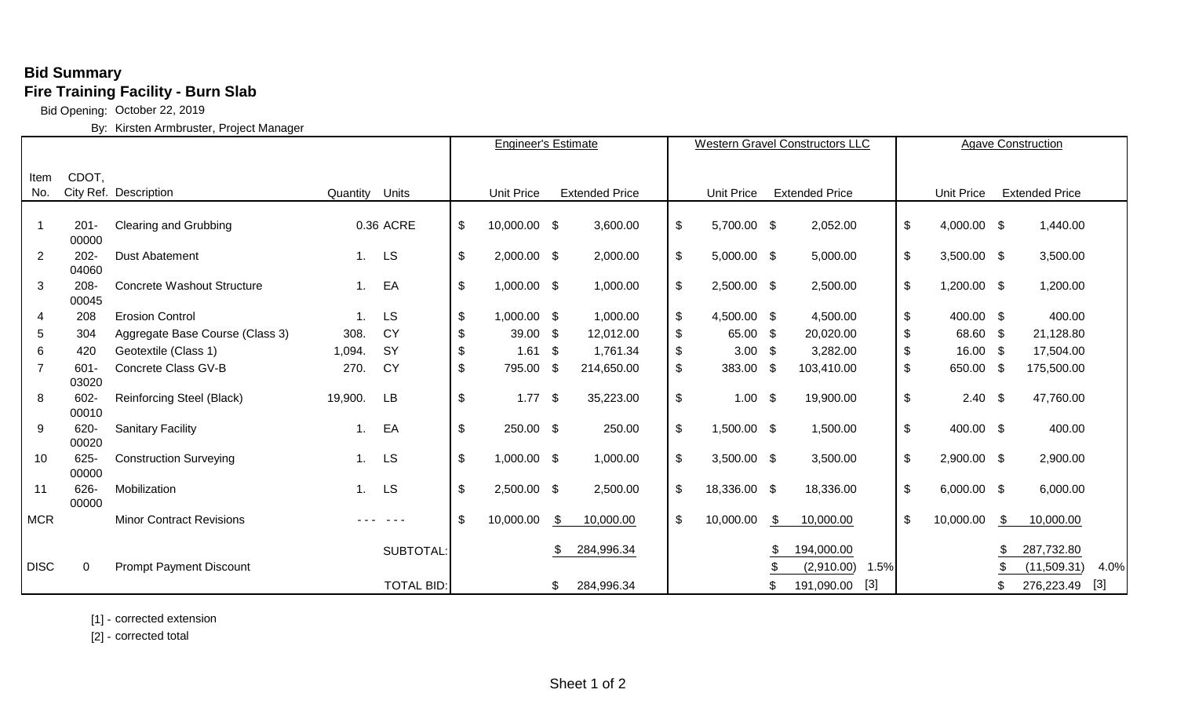**Bid Summary**

**Fire Training Facility - Burn Slab**

Bid Opening: October 22, 2019

By: Kirsten Armbruster, Project Manager

| Item No. | CDOT, City Ref. | Description | Quantity | Units | Engineer's Estimate Unit Price | Engineer's Estimate Extended Price | Western Gravel Constructors LLC Unit Price | Western Gravel Constructors LLC Extended Price | Agave Construction Unit Price | Agave Construction Extended Price |
|---|---|---|---|---|---|---|---|---|---|---|
| 1 | 201-00000 | Clearing and Grubbing | 0.36 | ACRE | $ 10,000.00 | $ 3,600.00 | $ 5,700.00 | $ 2,052.00 | $ 4,000.00 | $ 1,440.00 |
| 2 | 202-04060 | Dust Abatement | 1. | LS | $ 2,000.00 | $ 2,000.00 | $ 5,000.00 | $ 5,000.00 | $ 3,500.00 | $ 3,500.00 |
| 3 | 208-00045 | Concrete Washout Structure | 1. | EA | $ 1,000.00 | $ 1,000.00 | $ 2,500.00 | $ 2,500.00 | $ 1,200.00 | $ 1,200.00 |
| 4 | 208 | Erosion Control | 1. | LS | $ 1,000.00 | $ 1,000.00 | $ 4,500.00 | $ 4,500.00 | $ 400.00 | $ 400.00 |
| 5 | 304 | Aggregate Base Course (Class 3) | 308. | CY | $ 39.00 | $ 12,012.00 | $ 65.00 | $ 20,020.00 | $ 68.60 | $ 21,128.80 |
| 6 | 420 | Geotextile (Class 1) | 1,094. | SY | $ 1.61 | $ 1,761.34 | $ 3.00 | $ 3,282.00 | $ 16.00 | $ 17,504.00 |
| 7 | 601-03020 | Concrete Class GV-B | 270. | CY | $ 795.00 | $ 214,650.00 | $ 383.00 | $ 103,410.00 | $ 650.00 | $ 175,500.00 |
| 8 | 602-00010 | Reinforcing Steel (Black) | 19,900. | LB | $ 1.77 | $ 35,223.00 | $ 1.00 | $ 19,900.00 | $ 2.40 | $ 47,760.00 |
| 9 | 620-00020 | Sanitary Facility | 1. | EA | $ 250.00 | $ 250.00 | $ 1,500.00 | $ 1,500.00 | $ 400.00 | $ 400.00 |
| 10 | 625-00000 | Construction Surveying | 1. | LS | $ 1,000.00 | $ 1,000.00 | $ 3,500.00 | $ 3,500.00 | $ 2,900.00 | $ 2,900.00 |
| 11 | 626-00000 | Mobilization | 1. | LS | $ 2,500.00 | $ 2,500.00 | $ 18,336.00 | $ 18,336.00 | $ 6,000.00 | $ 6,000.00 |
| MCR | | Minor Contract Revisions | - - - | - - - | $ 10,000.00 | $ 10,000.00 | $ 10,000.00 | $ 10,000.00 | $ 10,000.00 | $ 10,000.00 |
| | | | | SUBTOTAL: | | $ 284,996.34 | | $ 194,000.00 | | $ 287,732.80 |
| DISC | 0 | Prompt Payment Discount | | | | | | $ (2,910.00) 1.5% | | $ (11,509.31) 4.0% |
| | | | | TOTAL BID: | | $ 284,996.34 | | $ 191,090.00 [3] | | $ 276,223.49 [3] |

[1] - corrected extension

[2] - corrected total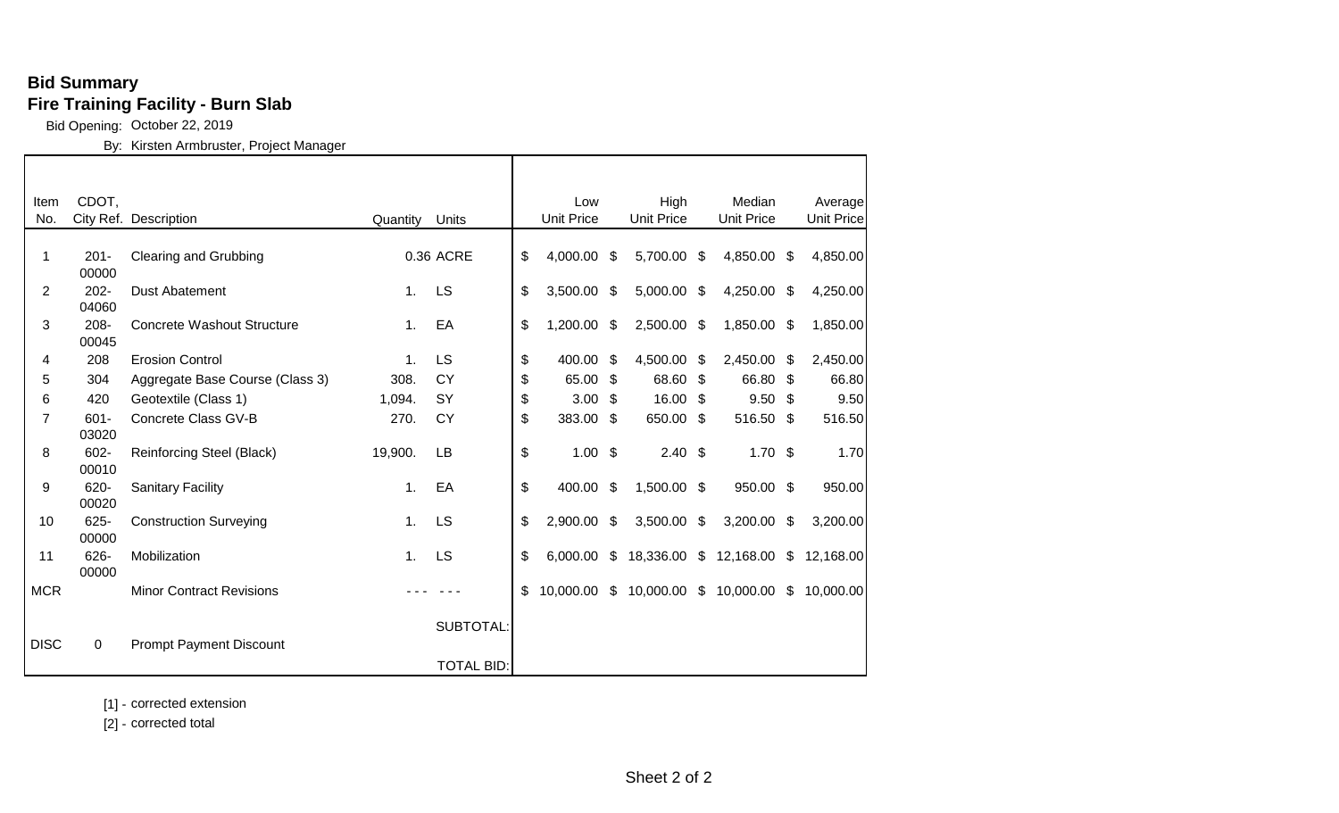**Bid Summary**

**Fire Training Facility - Burn Slab**

Bid Opening: October 22, 2019

By: Kirsten Armbruster, Project Manager

| Item No. | CDOT, City Ref. | Description | Quantity | Units | Low Unit Price | High Unit Price | Median Unit Price | Average Unit Price |
|---|---|---|---|---|---|---|---|---|
| 1 | 201-00000 | Clearing and Grubbing | 0.36 | ACRE | $ 4,000.00 | $ 5,700.00 | $ 4,850.00 | $ 4,850.00 |
| 2 | 202-04060 | Dust Abatement | 1. | LS | $ 3,500.00 | $ 5,000.00 | $ 4,250.00 | $ 4,250.00 |
| 3 | 208-00045 | Concrete Washout Structure | 1. | EA | $ 1,200.00 | $ 2,500.00 | $ 1,850.00 | $ 1,850.00 |
| 4 | 208 | Erosion Control | 1. | LS | $ 400.00 | $ 4,500.00 | $ 2,450.00 | $ 2,450.00 |
| 5 | 304 | Aggregate Base Course (Class 3) | 308. | CY | $ 65.00 | $ 68.60 | $ 66.80 | $ 66.80 |
| 6 | 420 | Geotextile (Class 1) | 1,094. | SY | $ 3.00 | $ 16.00 | $ 9.50 | $ 9.50 |
| 7 | 601-03020 | Concrete Class GV-B | 270. | CY | $ 383.00 | $ 650.00 | $ 516.50 | $ 516.50 |
| 8 | 602-00010 | Reinforcing Steel (Black) | 19,900. | LB | $ 1.00 | $ 2.40 | $ 1.70 | $ 1.70 |
| 9 | 620-00020 | Sanitary Facility | 1. | EA | $ 400.00 | $ 1,500.00 | $ 950.00 | $ 950.00 |
| 10 | 625-00000 | Construction Surveying | 1. | LS | $ 2,900.00 | $ 3,500.00 | $ 3,200.00 | $ 3,200.00 |
| 11 | 626-00000 | Mobilization | 1. | LS | $ 6,000.00 | $ 18,336.00 | $ 12,168.00 | $ 12,168.00 |
| MCR | | Minor Contract Revisions | - - - | - - - | $ 10,000.00 | $ 10,000.00 | $ 10,000.00 | $ 10,000.00 |
| | | | | SUBTOTAL: | | | | |
| DISC | 0 | Prompt Payment Discount | | | | | | |
| | | | | TOTAL BID: | | | | |

[1] - corrected extension

[2] - corrected total